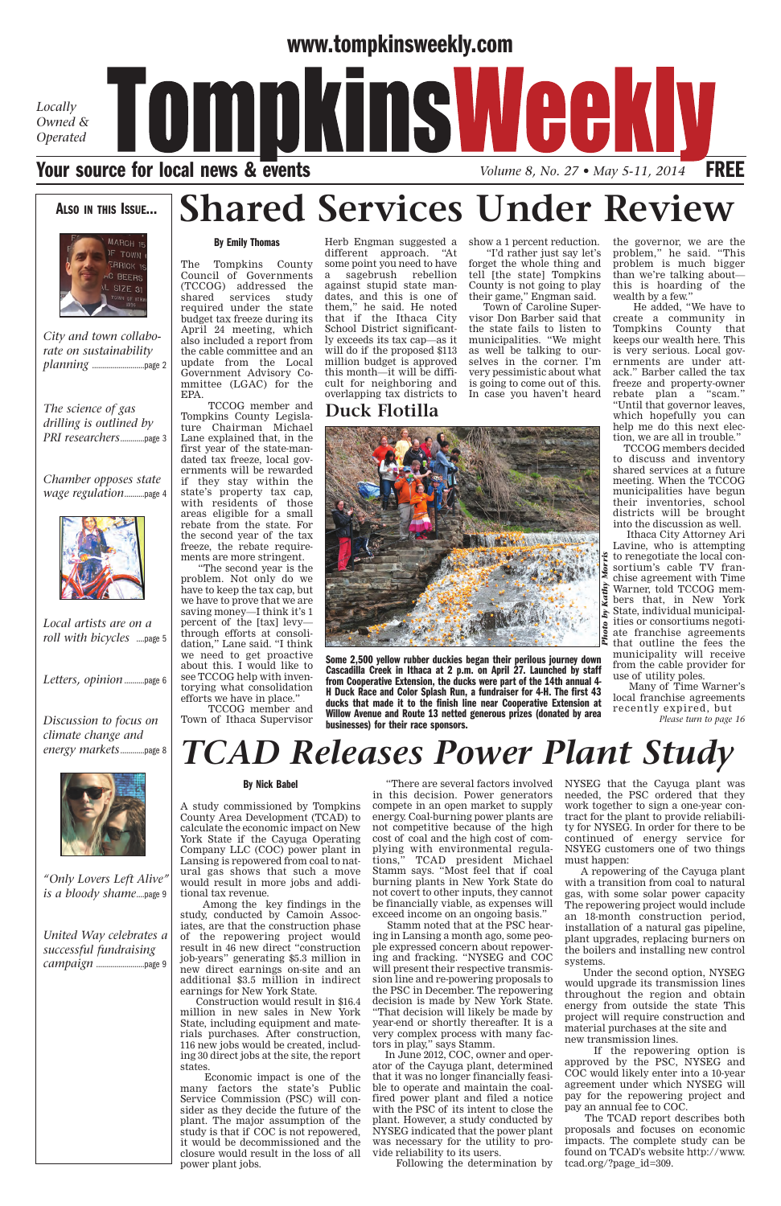www.tompkinsweekly.com

# Tompkins Weekly

*Locally Owned & Operated*

**Your source for local news & events**

*Volume 8, No. 27 • May 5-11, 2014* **FREE**

## Also in this Issue...

*City and town collaborate on sustainability planning* ....page 2

*The science of gas drilling is outlined by PRI researchers* ....page 3

*Chamber opposes state wage regulation* ....page 4

*Local artists are on a roll with bicycles* ....page 5

*Letters, opinion* ....page 6

*Discussion to focus on climate change and energy markets* ....page 8

*"Only Lovers Left Alive" is a bloody shame* ....page 9

*United Way celebrates a successful fundraising campaign* ....page 9

# Shared Services Under Review

**By Emily Thomas**

The Tompkins County Council of Governments (TCCOG) addressed the shared services study required under the state budget tax freeze during its April 24 meeting, which also included a report from the cable committee and an update from the Local Government Advisory Committee (LGAC) for the EPA.

TCCOG member and Tompkins County Legislature Chairman Michael Lane explained that, in the first year of the state-mandated tax freeze, local governments will be rewarded if they stay within the state's property tax cap, with residents of those areas eligible for a small rebate from the state. For the second year of the tax freeze, the rebate requirements are more stringent.

"The second year is the problem. Not only do we have to keep the tax cap, but we have to prove that we are saving money—I think it's 1 percent of the [tax] levy—through efforts at consolidation," Lane said. "I think we need to get proactive about this. I would like to see TCCOG help with inventorying what consolidation efforts we have in place."

TCCOG member and Town of Ithaca Supervisor Herb Engman suggested a different approach. "At some point you need to have a sagebrush rebellion against stupid state mandates, and this is one of them," he said. He noted that if the Ithaca City School District significantly exceeds its tax cap—as it will do if the proposed $113 million budget is approved this month—it will be difficult for neighboring and overlapping tax districts to show a 1 percent reduction.

"I'd rather just say let's forget the whole thing and tell [the state] Tompkins County is not going to play their game," Engman said.

Town of Caroline Supervisor Don Barber said that the state fails to listen to municipalities. "We might as well be talking to ourselves in the corner. I'm very pessimistic about what is going to come out of this. In case you haven't heard the governor, we are the problem," he said. "This problem is much bigger than we're talking about—this is hoarding of the wealth by a few."

He added, "We have to create a community in Tompkins County that keeps our wealth here. This is very serious. Local governments are under attack." Barber called the tax freeze and property-owner rebate plan a "scam." "Until that governor leaves, which hopefully you can help me do this next election, we are all in trouble."

TCCOG members decided to discuss and inventory shared services at a future meeting. When the TCCOG municipalities have begun their inventories, school districts will be brought into the discussion as well.

Ithaca City Attorney Ari Lavine, who is attempting to renegotiate the local consortium's cable TV franchise agreement with Time Warner, told TCCOG members that, in New York State, individual municipalities or consortiums negotiate franchise agreements that outline the fees the municipality will receive from the cable provider for use of utility poles.

Many of Time Warner's local franchise agreements recently expired, but

*Please turn to page 16*

## Duck Flotilla

*Photo by Kathy Morris*

**Some 2,500 yellow rubber duckies began their perilous journey down Cascadilla Creek in Ithaca at 2 p.m. on April 27. Launched by staff from Cooperative Extension, the ducks were part of the 14th annual 4-H Duck Race and Color Splash Run, a fundraiser for 4-H. The first 43 ducks that made it to the finish line near Cooperative Extension at Willow Avenue and Route 13 netted generous prizes (donated by area businesses) for their race sponsors.**

# TCAD Releases Power Plant Study

**By Nick Babel**

A study commissioned by Tompkins County Area Development (TCAD) to calculate the economic impact on New York State, if the Cayuga Operating Company LLC (COC) power plant in Lansing is repowered from coal to natural gas shows that such a move would result in more jobs and additional tax revenue.

Among the key findings in the study, conducted by Camoin Associates, are that the construction phase of the repowering project would result in 46 new direct "construction job-years" generating $5.3 million in new direct earnings on-site and an additional $3.5 million in indirect earnings for New York State.

Construction would result in $16.4 million in new sales in New York State, including equipment and materials purchases. After construction, 116 new jobs would be created, including 30 direct jobs at the site, the report states.

Economic impact is one of the many factors the state's Public Service Commission (PSC) will consider as they decide the future of the plant. The major assumption of the study is that if COC is not repowered, it would be decommissioned and the closure would result in the loss of all power plant jobs.

"There are several factors involved in this decision. Power generators compete in an open market to supply energy. Coal-burning power plants are not competitive because of the high cost of coal and the high cost of complying with environmental regulations," TCAD president Michael Stamm says. "Most feel that if coal burning plants in New York State do not covert to other inputs, they cannot be financially viable, as expenses will exceed income on an ongoing basis."

Stamm noted that at the PSC hearing in Lansing a month ago, some people expressed concern about repowering and fracking. "NYSEG and COC will present their respective transmission line and re-powering proposals to the PSC in December. The repowering decision is made by New York State. "That decision will likely be made by year-end or shortly thereafter. It is a very complex process with many factors in play," says Stamm.

In June 2012, COC, owner and operator of the Cayuga plant, determined that it was no longer financially feasible to operate and maintain the coal-fired power plant and filed a notice with the PSC of its intent to close the plant. However, a study conducted by NYSEG indicated that the power plant was necessary for the utility to provide reliability to its users.

Following the determination by NYSEG that the Cayuga plant was needed, the PSC ordered that they work together to sign a one-year contract for the plant to provide reliability for NYSEG. In order for there to be continued of energy service for NYSEG customers one of two things must happen:

A repowering of the Cayuga plant with a transition from coal to natural gas, with some solar power capacity. The repowering project would include an 18-month construction period, installation of a natural gas pipeline, plant upgrades, replacing burners on the boilers and installing new control systems.

Under the second option, NYSEG would upgrade its transmission lines throughout the region and obtain energy from outside the state. This project will require construction and material purchases at the site and new transmission lines.

If the repowering option is approved by the PSC, NYSEG and COC would likely enter into a 10-year agreement under which NYSEG will pay for the repowering project and pay an annual fee to COC.

The TCAD report describes both proposals and focuses on economic impacts. The complete study can be found on TCAD's website http://www.tcad.org/?page_id=309.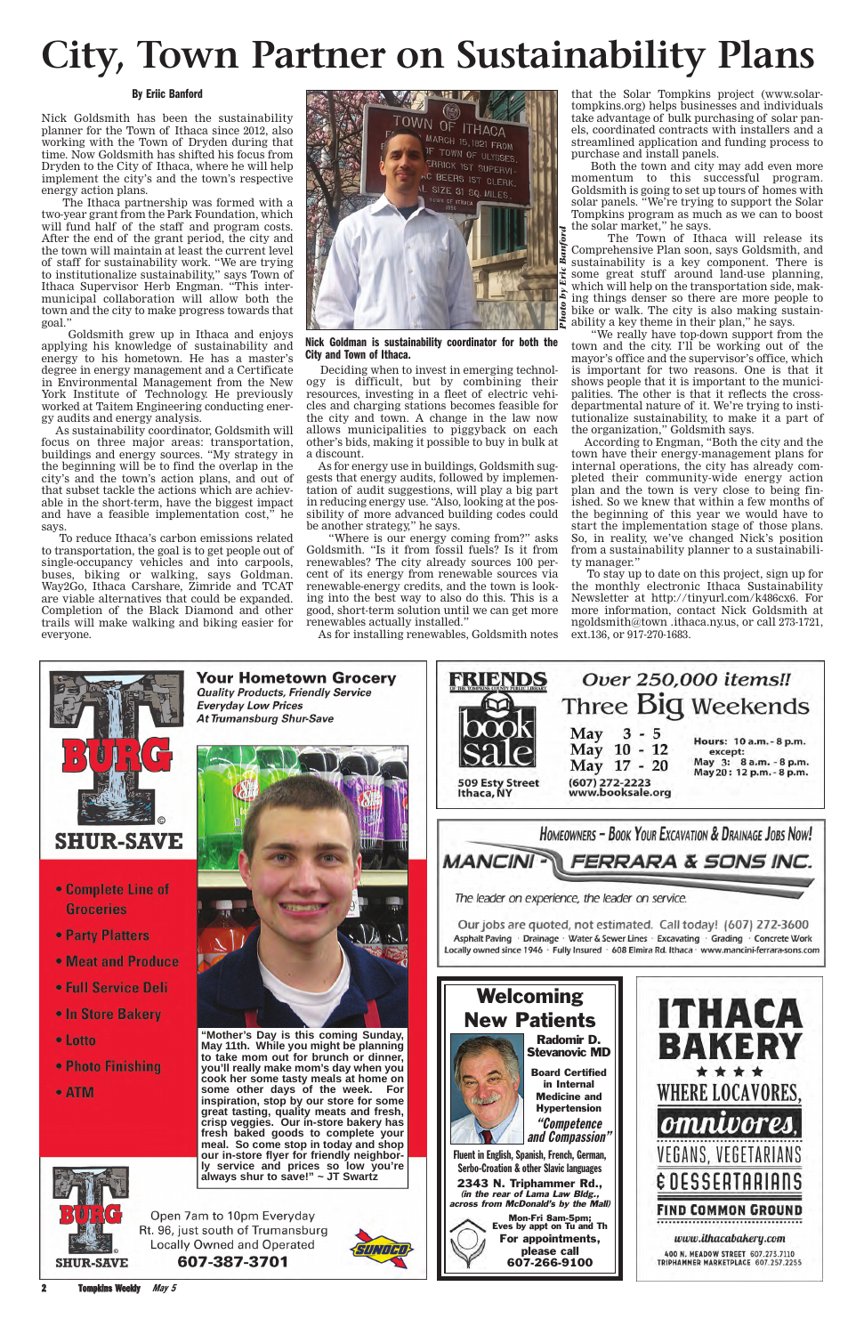# City, Town Partner on Sustainability Plans

**By Eriic Banford**

Nick Goldsmith has been the sustainability planner for the Town of Ithaca since 2012, also working with the Town of Dryden during that time. Now Goldsmith has shifted his focus from Dryden to the City of Ithaca, where he will help implement the city's and the town's respective energy action plans.

The Ithaca partnership was formed with a two-year grant from the Park Foundation, which will fund half of the staff and program costs. After the end of the grant period, the city and the town will maintain at least the current level of staff for sustainability work. "We are trying to institutionalize sustainability," says Town of Ithaca Supervisor Herb Engman. "This inter-municipal collaboration will allow both the town and the city to make progress towards that goal."

Goldsmith grew up in Ithaca and enjoys applying his knowledge of sustainability and energy to his hometown. He has a master's degree in energy management and a Certificate in Environmental Management from the New York Institute of Technology. He previously worked at Taitem Engineering conducting energy audits and energy analysis.

As sustainability coordinator, Goldsmith will focus on three major areas: transportation, buildings and energy sources. "My strategy in the beginning will be to find the overlap in the city's and the town's action plans, and out of that subset tackle the actions which are achievable in the short-term, have the biggest impact and have a feasible implementation cost," he says.

To reduce Ithaca's carbon emissions related to transportation, the goal is to get people out of single-occupancy vehicles and into carpools, buses, biking or walking, says Goldman. Way2Go, Ithaca Carshare, Zimride and TCAT are viable alternatives that could be expanded. Completion of the Black Diamond and other trails will make walking and biking easier for everyone.

Photo by Eric Banford

**Nick Goldman is sustainability coordinator for both the City and Town of Ithaca.**

Deciding when to invest in emerging technology is difficult, but by combining their resources, investing in a fleet of electric vehicles and charging stations becomes feasible for the city and town. A change in the law now allows municipalities to piggyback on each other's bids, making it possible to buy in bulk at a discount.

As for energy use in buildings, Goldsmith suggests that energy audits, followed by implementation of audit suggestions, will play a big part in reducing energy use. "Also, looking at the possibility of more advanced building codes could be another strategy," he says.

"Where is our energy coming from?" asks Goldsmith. "Is it from fossil fuels? Is it from renewables? The city already sources 100 percent of its energy from renewable sources via renewable-energy credits, and the town is looking into the best way to also do this. This is a good, short-term solution until we can get more renewables actually installed."

As for installing renewables, Goldsmith notes that the Solar Tompkins project (www.solartompkins.org) helps businesses and individuals take advantage of bulk purchasing of solar panels, coordinated contracts with installers and a streamlined application and funding process to purchase and install panels.

Both the town and city may add even more momentum to this successful program. Goldsmith is going to set up tours of homes with solar panels. "We're trying to support the Solar Tompkins program as much as we can to boost the solar market," he says.

The Town of Ithaca will release its Comprehensive Plan soon, says Goldsmith, and sustainability is a key component. "There is some great stuff around land-use planning, which will help on the transportation side, making things denser so there are more people to bike or walk. The city is also making sustainability a key theme in their plan," he says.

"We really have top-down support from the town and the city. I'll be working out of the mayor's office and the supervisor's office, which is important for two reasons. One is that it shows people that it is important to the municipalities. The other is that it reflects the cross-departmental nature of it. We're trying to institutionalize sustainability, to make it a part of the organization," Goldsmith says.

According to Engman, "Both the city and the town have their energy-management plans for internal operations, the city has already completed their community-wide energy action plan and the town is very close to being finished. So we knew that within a few months of the beginning of this year we would have to start the implementation stage of those plans. So, in reality, we've changed Nick's position from a sustainability planner to a sustainability manager."

To stay up to date on this project, sign up for the monthly electronic Ithaca Sustainability Newsletter at http://tinyurl.com/k486cx6. For more information, contact Nick Goldsmith at ngoldsmith@town .ithaca.ny.us, or call 273-1721, ext.136, or 917-270-1683.

---

**Your Hometown Grocery**
*Quality Products, Friendly Service*
*Everyday Low Prices*
*At Trumansburg Shur-Save*

BURG SHUR-SAVE

- Complete Line of Groceries
- Party Platters
- Meat and Produce
- Full Service Deli
- In Store Bakery
- Lotto
- Photo Finishing
- ATM

"Mother's Day is this coming Sunday, May 11th. While you might be planning to take mom out for brunch or dinner, you'll really make mom's day when you cook her some tasty meals at home on some other days of the week. For inspiration, stop by our store for some great tasting, quality meats and fresh, crisp veggies. Our in-store bakery has fresh baked goods to complete your meal. So come stop in today and shop our in-store flyer for friendly neighborly service and prices so low you're always shur to save!" ~ JT Swartz

Open 7am to 10pm Everyday
Rt. 96, just south of Trumansburg
Locally Owned and Operated
607-387-3701

SUNOCO

---

FRIENDS OF THE TOMPKINS COUNTY PUBLIC LIBRARY
book sale

Over 250,000 items!!
Three Big Weekends

May 3 - 5
May 10 - 12
May 17 - 20

Hours: 10 a.m. - 8 p.m.
except:
May 3: 8 a.m. - 8 p.m.
May 20: 12 p.m. - 8 p.m.

509 Esty Street
Ithaca, NY
(607) 272-2223
www.booksale.org

---

HOMEOWNERS – BOOK YOUR EXCAVATION & DRAINAGE JOBS NOW!

MANCINI – FERRARA & SONS INC.

*The leader on experience, the leader on service.*

Our jobs are quoted, not estimated. Call today! (607) 272-3600

Asphalt Paving · Drainage · Water & Sewer Lines · Excavating · Grading · Concrete Work
Locally owned since 1946 · Fully Insured · 608 Elmira Rd. Ithaca · www.mancini-ferrara-sons.com

---

**Welcoming New Patients**

**Radomir D. Stevanovic MD**

Board Certified in Internal Medicine and Hypertension

*"Competence and Compassion"*

Fluent in English, Spanish, French, German, Serbo-Croation & other Slavic languages

**2343 N. Triphammer Rd.,**
*(in the rear of Lama Law Bldg., across from McDonald's by the Mall)*

Mon-Fri 8am-5pm; Eves by appt on Tu and Th

**For appointments, please call 607-266-9100**

---

ITHACA BAKERY
★ ★ ★ ★
WHERE LOCAVORES, omnivores, VEGANS, VEGETARIANS & DESSERTARIANS
FIND COMMON GROUND

www.ithacabakery.com
400 N. MEADOW STREET 607.273.7110
TRIPHAMMER MARKETPLACE 607.257.2255